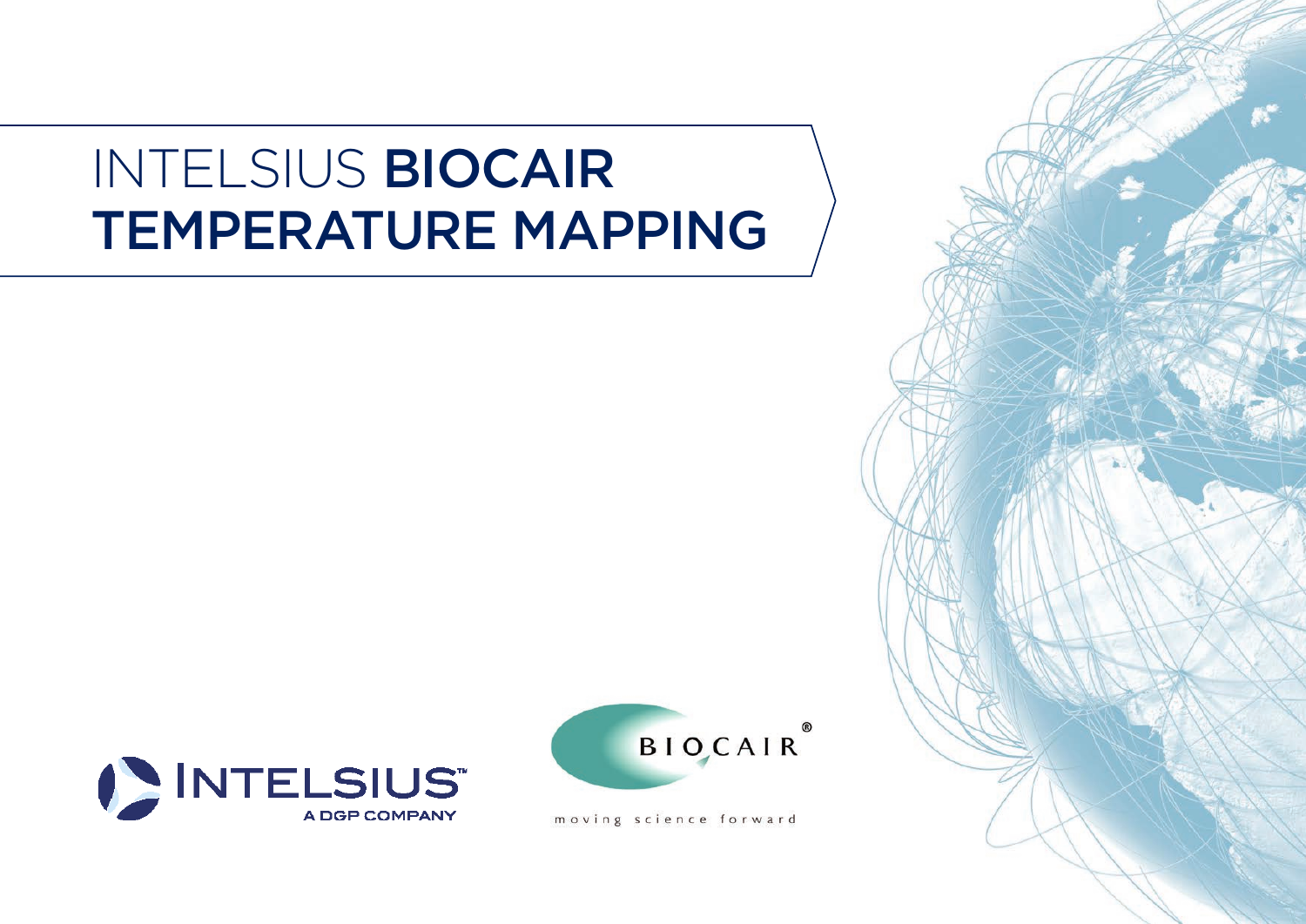# INTELSIUS **BIOCAIR** TEMPERATURE MAPPING

INTELSIUS™
A DGP COMPANY

BIOCAIR®
moving science forward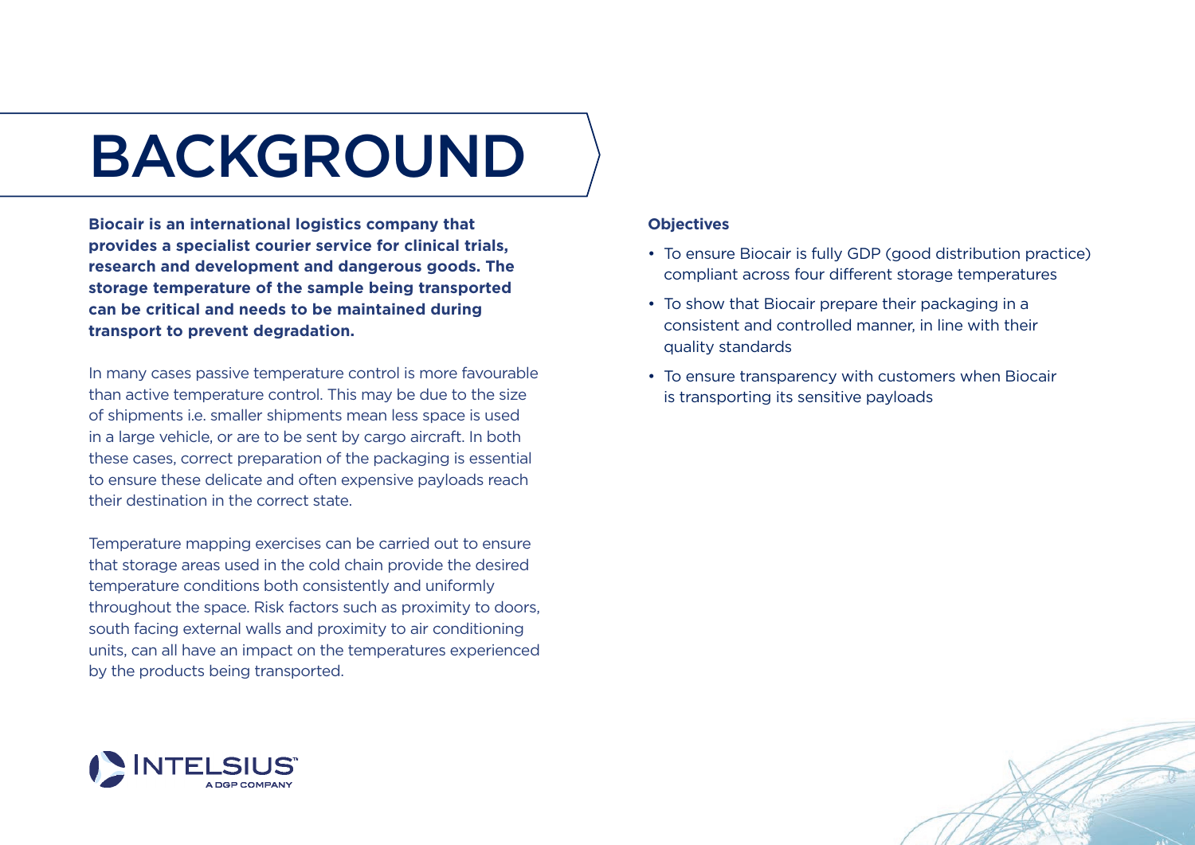# BACKGROUND

**Biocair is an international logistics company that provides a specialist courier service for clinical trials, research and development and dangerous goods. The storage temperature of the sample being transported can be critical and needs to be maintained during transport to prevent degradation.**

In many cases passive temperature control is more favourable than active temperature control. This may be due to the size of shipments i.e. smaller shipments mean less space is used in a large vehicle, or are to be sent by cargo aircraft. In both these cases, correct preparation of the packaging is essential to ensure these delicate and often expensive payloads reach their destination in the correct state.

Temperature mapping exercises can be carried out to ensure that storage areas used in the cold chain provide the desired temperature conditions both consistently and uniformly throughout the space. Risk factors such as proximity to doors, south facing external walls and proximity to air conditioning units, can all have an impact on the temperatures experienced by the products being transported.

**Objectives**

- To ensure Biocair is fully GDP (good distribution practice) compliant across four different storage temperatures
- To show that Biocair prepare their packaging in a consistent and controlled manner, in line with their quality standards
- To ensure transparency with customers when Biocair is transporting its sensitive payloads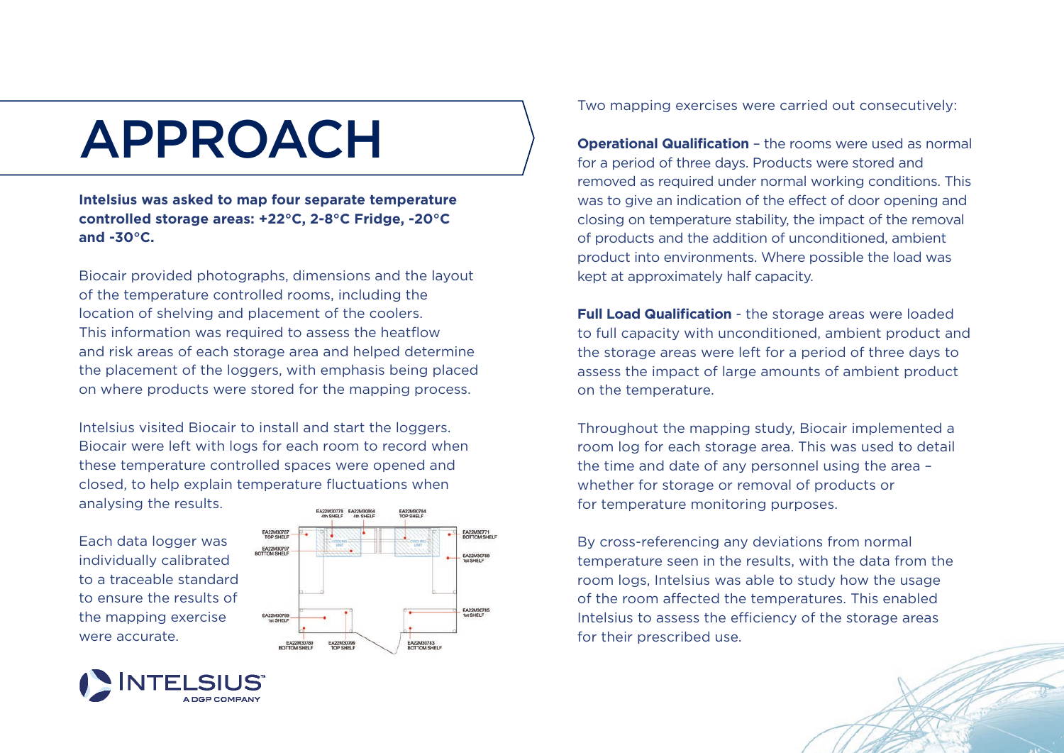# APPROACH

**Intelsius was asked to map four separate temperature controlled storage areas: +22°C, 2-8°C Fridge, -20°C and -30°C.**

Biocair provided photographs, dimensions and the layout of the temperature controlled rooms, including the location of shelving and placement of the coolers. This information was required to assess the heatflow and risk areas of each storage area and helped determine the placement of the loggers, with emphasis being placed on where products were stored for the mapping process.

Intelsius visited Biocair to install and start the loggers. Biocair were left with logs for each room to record when these temperature controlled spaces were opened and closed, to help explain temperature fluctuations when analysing the results.

Each data logger was individually calibrated to a traceable standard to ensure the results of the mapping exercise were accurate.

Two mapping exercises were carried out consecutively:

**Operational Qualification** – the rooms were used as normal for a period of three days. Products were stored and removed as required under normal working conditions. This was to give an indication of the effect of door opening and closing on temperature stability, the impact of the removal of products and the addition of unconditioned, ambient product into environments. Where possible the load was kept at approximately half capacity.

**Full Load Qualification** - the storage areas were loaded to full capacity with unconditioned, ambient product and the storage areas were left for a period of three days to assess the impact of large amounts of ambient product on the temperature.

Throughout the mapping study, Biocair implemented a room log for each storage area. This was used to detail the time and date of any personnel using the area – whether for storage or removal of products or for temperature monitoring purposes.

By cross-referencing any deviations from normal temperature seen in the results, with the data from the room logs, Intelsius was able to study how the usage of the room affected the temperatures. This enabled Intelsius to assess the efficiency of the storage areas for their prescribed use.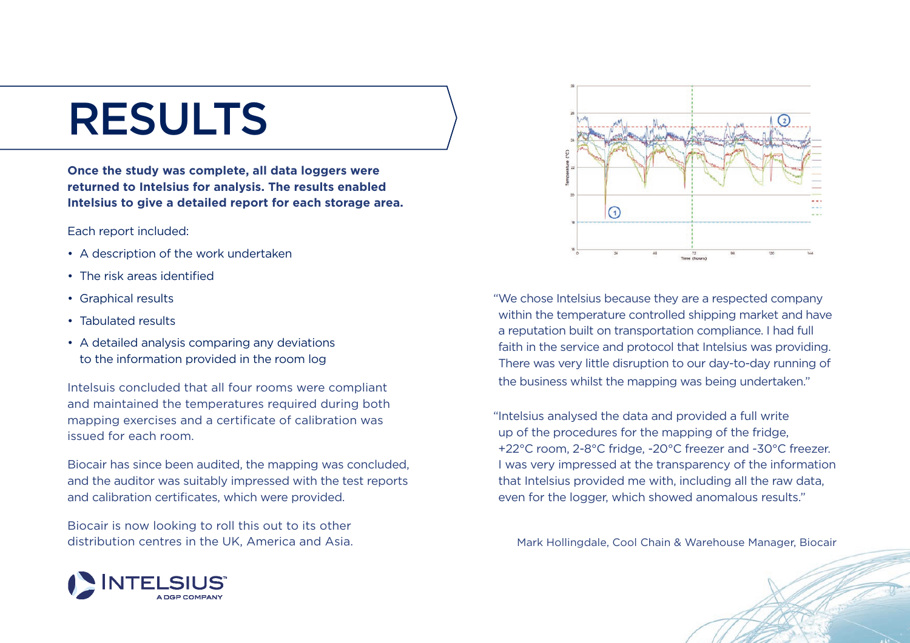# RESULTS

**Once the study was complete, all data loggers were returned to Intelsius for analysis. The results enabled Intelsius to give a detailed report for each storage area.**

Each report included:

- A description of the work undertaken
- The risk areas identified
- Graphical results
- Tabulated results
- A detailed analysis comparing any deviations to the information provided in the room log

Intelsuis concluded that all four rooms were compliant and maintained the temperatures required during both mapping exercises and a certificate of calibration was issued for each room.

Biocair has since been audited, the mapping was concluded, and the auditor was suitably impressed with the test reports and calibration certificates, which were provided.

Biocair is now looking to roll this out to its other distribution centres in the UK, America and Asia.

"We chose Intelsius because they are a respected company within the temperature controlled shipping market and have a reputation built on transportation compliance. I had full faith in the service and protocol that Intelsius was providing. There was very little disruption to our day-to-day running of the business whilst the mapping was being undertaken."

"Intelsius analysed the data and provided a full write up of the procedures for the mapping of the fridge, +22°C room, 2-8°C fridge, -20°C freezer and -30°C freezer. I was very impressed at the transparency of the information that Intelsius provided me with, including all the raw data, even for the logger, which showed anomalous results."

Mark Hollingdale, Cool Chain & Warehouse Manager, Biocair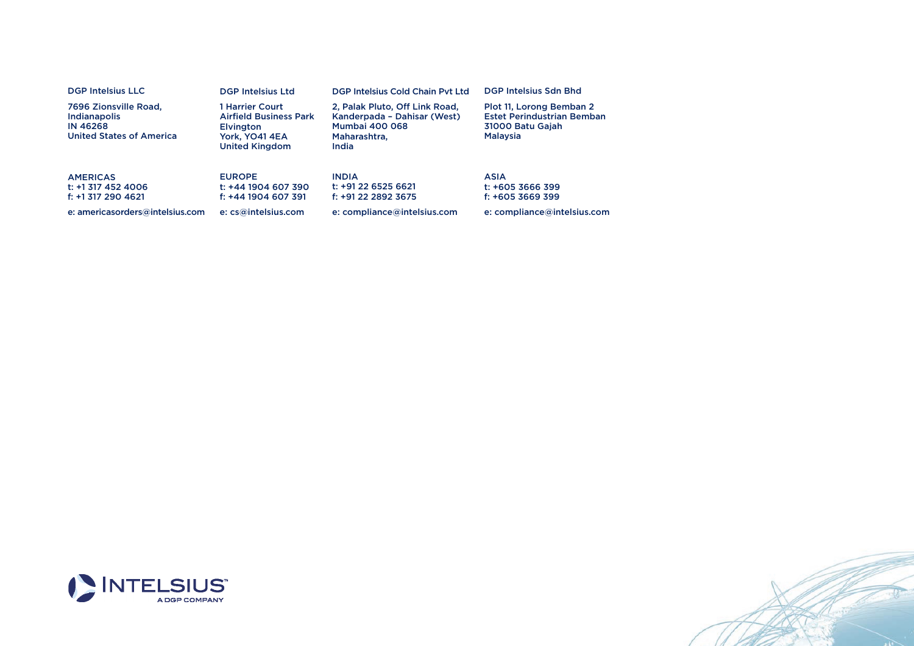DGP Intelsius LLC

7696 Zionsville Road,
Indianapolis
IN 46268
United States of America

AMERICAS
t: +1 317 452 4006
f: +1 317 290 4621

e: americasorders@intelsius.com

DGP Intelsius Ltd

1 Harrier Court
Airfield Business Park
Elvington
York, YO41 4EA
United Kingdom

EUROPE
t: +44 1904 607 390
f: +44 1904 607 391

e: cs@intelsius.com

DGP Intelsius Cold Chain Pvt Ltd

2, Palak Pluto, Off Link Road,
Kanderpada – Dahisar (West)
Mumbai 400 068
Maharashtra,
India

INDIA
t: +91 22 6525 6621
f: +91 22 2892 3675

e: compliance@intelsius.com

DGP Intelsius Sdn Bhd

Plot 11, Lorong Bemban 2
Estet Perindustrian Bemban
31000 Batu Gajah
Malaysia

ASIA
t: +605 3666 399
f: +605 3669 399

e: compliance@intelsius.com

INTELSIUS™
A DGP COMPANY